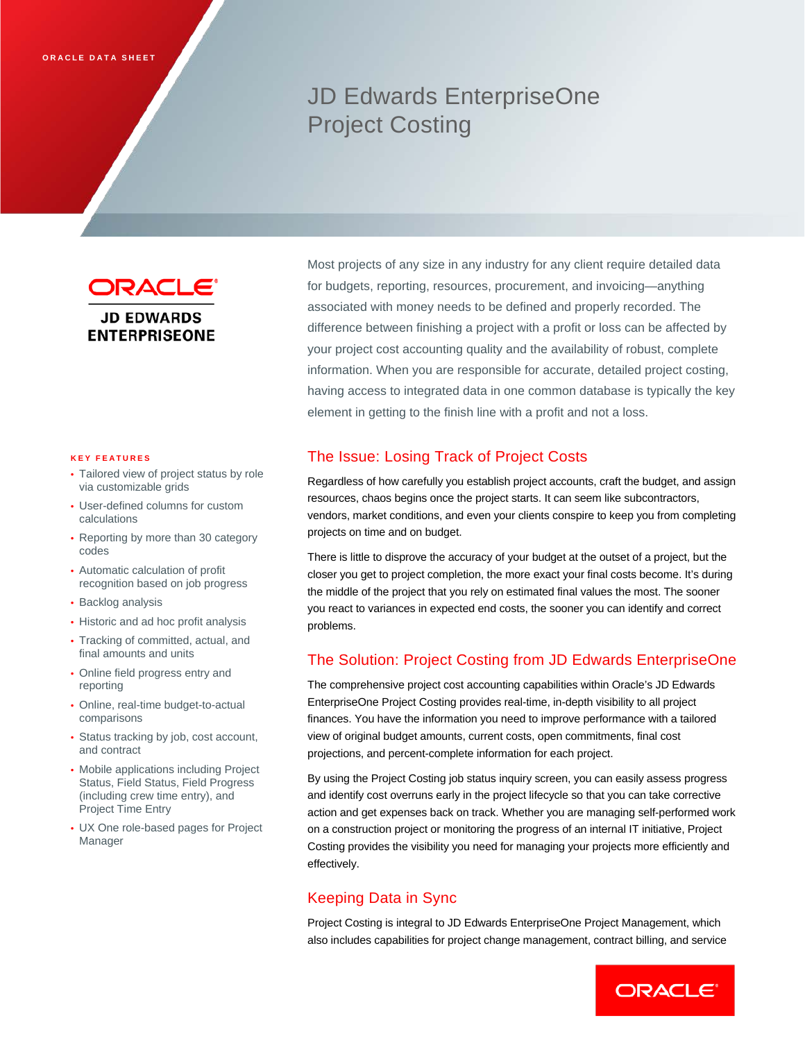ORACLE DATA SHEET

# JD Edwards EnterpriseOne Project Costing

Most projects of any size in any industry for any client require detailed data for budgets, reporting, resources, procurement, and invoicing—anything associated with money needs to be defined and properly recorded. The difference between finishing a project with a profit or loss can be affected by your project cost accounting quality and the availability of robust, complete information. When you are responsible for accurate, detailed project costing, having access to integrated data in one common database is typically the key element in getting to the finish line with a profit and not a loss.

**KEY FEATURES**

- Tailored view of project status by role via customizable grids
- User-defined columns for custom calculations
- Reporting by more than 30 category codes
- Automatic calculation of profit recognition based on job progress
- Backlog analysis
- Historic and ad hoc profit analysis
- Tracking of committed, actual, and final amounts and units
- Online field progress entry and reporting
- Online, real-time budget-to-actual comparisons
- Status tracking by job, cost account, and contract
- Mobile applications including Project Status, Field Status, Field Progress (including crew time entry), and Project Time Entry
- UX One role-based pages for Project Manager

## The Issue: Losing Track of Project Costs

Regardless of how carefully you establish project accounts, craft the budget, and assign resources, chaos begins once the project starts. It can seem like subcontractors, vendors, market conditions, and even your clients conspire to keep you from completing projects on time and on budget.

There is little to disprove the accuracy of your budget at the outset of a project, but the closer you get to project completion, the more exact your final costs become. It's during the middle of the project that you rely on estimated final values the most. The sooner you react to variances in expected end costs, the sooner you can identify and correct problems.

## The Solution: Project Costing from JD Edwards EnterpriseOne

The comprehensive project cost accounting capabilities within Oracle's JD Edwards EnterpriseOne Project Costing provides real-time, in-depth visibility to all project finances. You have the information you need to improve performance with a tailored view of original budget amounts, current costs, open commitments, final cost projections, and percent-complete information for each project.

By using the Project Costing job status inquiry screen, you can easily assess progress and identify cost overruns early in the project lifecycle so that you can take corrective action and get expenses back on track. Whether you are managing self-performed work on a construction project or monitoring the progress of an internal IT initiative, Project Costing provides the visibility you need for managing your projects more efficiently and effectively.

## Keeping Data in Sync

Project Costing is integral to JD Edwards EnterpriseOne Project Management, which also includes capabilities for project change management, contract billing, and service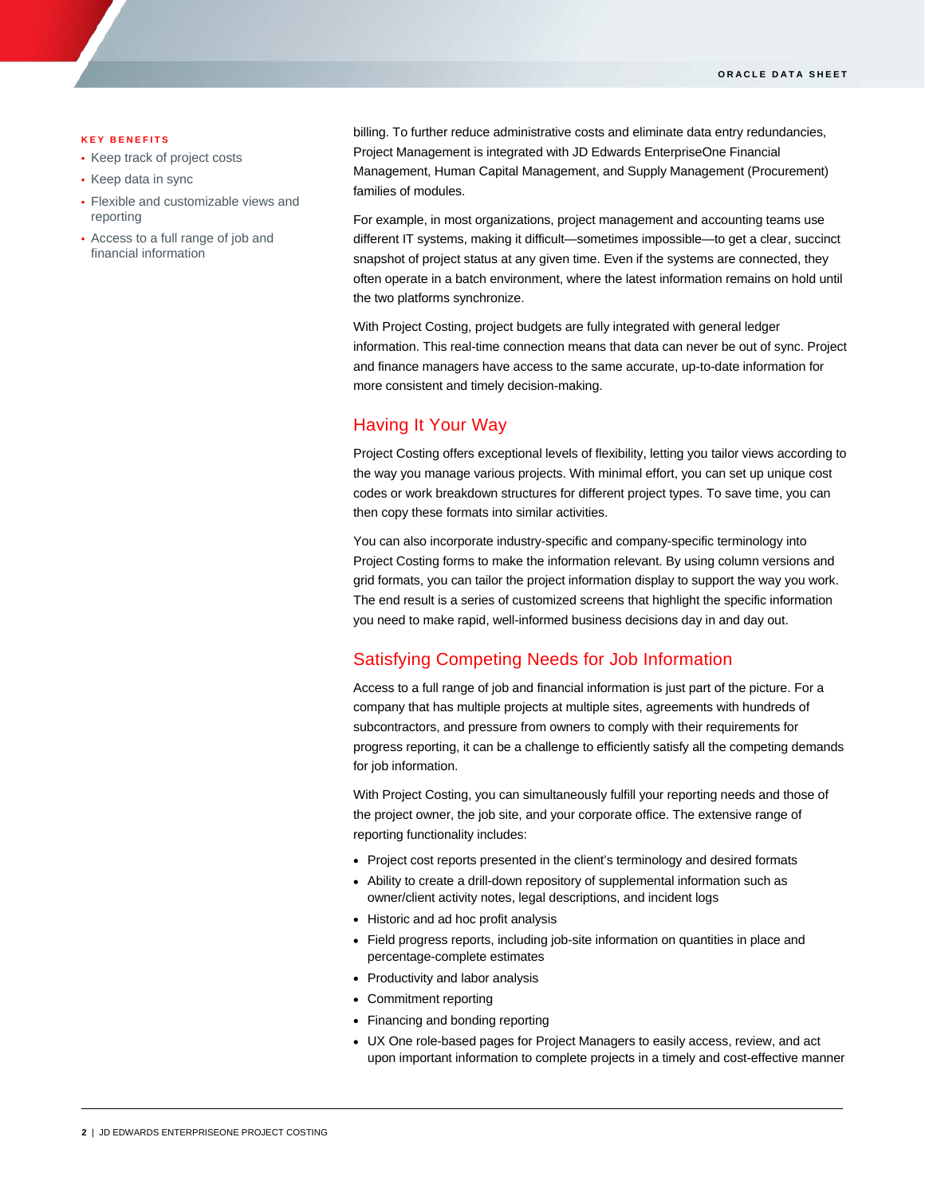**KEY BENEFITS**

- Keep track of project costs
- Keep data in sync
- Flexible and customizable views and reporting
- Access to a full range of job and financial information

billing. To further reduce administrative costs and eliminate data entry redundancies, Project Management is integrated with JD Edwards EnterpriseOne Financial Management, Human Capital Management, and Supply Management (Procurement) families of modules.

For example, in most organizations, project management and accounting teams use different IT systems, making it difficult—sometimes impossible—to get a clear, succinct snapshot of project status at any given time. Even if the systems are connected, they often operate in a batch environment, where the latest information remains on hold until the two platforms synchronize.

With Project Costing, project budgets are fully integrated with general ledger information. This real-time connection means that data can never be out of sync. Project and finance managers have access to the same accurate, up-to-date information for more consistent and timely decision-making.

## Having It Your Way

Project Costing offers exceptional levels of flexibility, letting you tailor views according to the way you manage various projects. With minimal effort, you can set up unique cost codes or work breakdown structures for different project types. To save time, you can then copy these formats into similar activities.

You can also incorporate industry-specific and company-specific terminology into Project Costing forms to make the information relevant. By using column versions and grid formats, you can tailor the project information display to support the way you work. The end result is a series of customized screens that highlight the specific information you need to make rapid, well-informed business decisions day in and day out.

## Satisfying Competing Needs for Job Information

Access to a full range of job and financial information is just part of the picture. For a company that has multiple projects at multiple sites, agreements with hundreds of subcontractors, and pressure from owners to comply with their requirements for progress reporting, it can be a challenge to efficiently satisfy all the competing demands for job information.

With Project Costing, you can simultaneously fulfill your reporting needs and those of the project owner, the job site, and your corporate office. The extensive range of reporting functionality includes:

- Project cost reports presented in the client's terminology and desired formats
- Ability to create a drill-down repository of supplemental information such as owner/client activity notes, legal descriptions, and incident logs
- Historic and ad hoc profit analysis
- Field progress reports, including job-site information on quantities in place and percentage-complete estimates
- Productivity and labor analysis
- Commitment reporting
- Financing and bonding reporting
- UX One role-based pages for Project Managers to easily access, review, and act upon important information to complete projects in a timely and cost-effective manner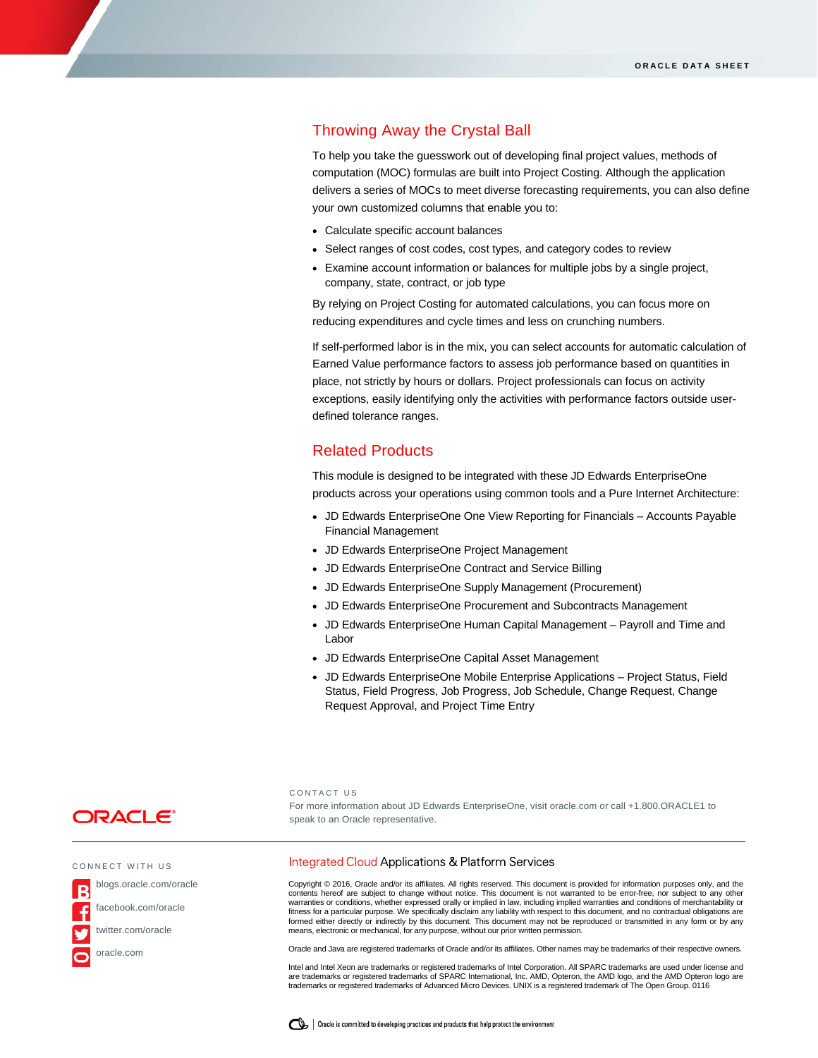## Throwing Away the Crystal Ball

To help you take the guesswork out of developing final project values, methods of computation (MOC) formulas are built into Project Costing. Although the application delivers a series of MOCs to meet diverse forecasting requirements, you can also define your own customized columns that enable you to:

- Calculate specific account balances
- Select ranges of cost codes, cost types, and category codes to review
- Examine account information or balances for multiple jobs by a single project, company, state, contract, or job type

By relying on Project Costing for automated calculations, you can focus more on reducing expenditures and cycle times and less on crunching numbers.

If self-performed labor is in the mix, you can select accounts for automatic calculation of Earned Value performance factors to assess job performance based on quantities in place, not strictly by hours or dollars. Project professionals can focus on activity exceptions, easily identifying only the activities with performance factors outside user-defined tolerance ranges.

## Related Products

This module is designed to be integrated with these JD Edwards EnterpriseOne products across your operations using common tools and a Pure Internet Architecture:

- JD Edwards EnterpriseOne One View Reporting for Financials – Accounts Payable Financial Management
- JD Edwards EnterpriseOne Project Management
- JD Edwards EnterpriseOne Contract and Service Billing
- JD Edwards EnterpriseOne Supply Management (Procurement)
- JD Edwards EnterpriseOne Procurement and Subcontracts Management
- JD Edwards EnterpriseOne Human Capital Management – Payroll and Time and Labor
- JD Edwards EnterpriseOne Capital Asset Management
- JD Edwards EnterpriseOne Mobile Enterprise Applications – Project Status, Field Status, Field Progress, Job Progress, Job Schedule, Change Request, Change Request Approval, and Project Time Entry

CONTACT US

For more information about JD Edwards EnterpriseOne, visit oracle.com or call +1.800.ORACLE1 to speak to an Oracle representative.

ORACLE

CONNECT WITH US

blogs.oracle.com/oracle

facebook.com/oracle

twitter.com/oracle

oracle.com

Integrated Cloud Applications & Platform Services

Copyright © 2016, Oracle and/or its affiliates. All rights reserved. This document is provided for information purposes only, and the contents hereof are subject to change without notice. This document is not warranted to be error-free, nor subject to any other warranties or conditions, whether expressed orally or implied in law, including implied warranties and conditions of merchantability or fitness for a particular purpose. We specifically disclaim any liability with respect to this document, and no contractual obligations are formed either directly or indirectly by this document. This document may not be reproduced or transmitted in any form or by any means, electronic or mechanical, for any purpose, without our prior written permission.

Oracle and Java are registered trademarks of Oracle and/or its affiliates. Other names may be trademarks of their respective owners.

Intel and Intel Xeon are trademarks or registered trademarks of Intel Corporation. All SPARC trademarks are used under license and are trademarks or registered trademarks of SPARC International, Inc. AMD, Opteron, the AMD logo, and the AMD Opteron logo are trademarks or registered trademarks of Advanced Micro Devices. UNIX is a registered trademark of The Open Group. 0116

Oracle is committed to developing practices and products that help protect the environment